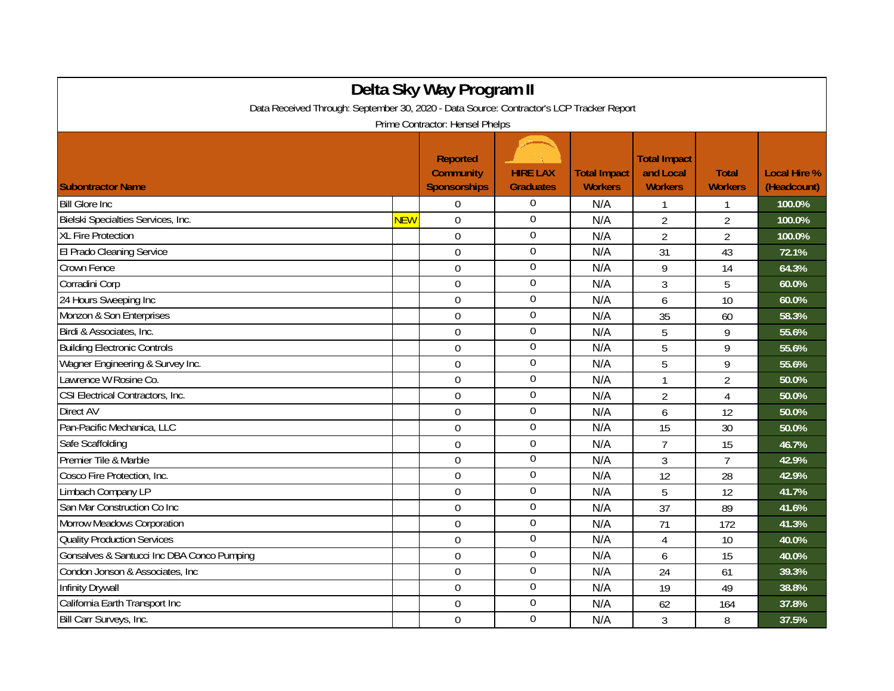# Delta Sky Way Program II

Data Received Through: September 30, 2020 - Data Source: Contractor's LCP Tracker Report

Prime Contractor: Hensel Phelps

| Subontractor Name | | Reported Community Sponsorships | HIRE LAX Graduates | Total Impact Workers | Total Impact and Local Workers | Total Workers | Local Hire % (Headcount) |
|---|---|---|---|---|---|---|---|
| Bill Glore Inc | | 0 | 0 | N/A | 1 | 1 | 100.0% |
| Bielski Specialties Services, Inc. | NEW | 0 | 0 | N/A | 2 | 2 | 100.0% |
| XL Fire Protection | | 0 | 0 | N/A | 2 | 2 | 100.0% |
| El Prado Cleaning Service | | 0 | 0 | N/A | 31 | 43 | 72.1% |
| Crown Fence | | 0 | 0 | N/A | 9 | 14 | 64.3% |
| Corradini Corp | | 0 | 0 | N/A | 3 | 5 | 60.0% |
| 24 Hours Sweeping Inc | | 0 | 0 | N/A | 6 | 10 | 60.0% |
| Monzon & Son Enterprises | | 0 | 0 | N/A | 35 | 60 | 58.3% |
| Birdi & Associates, Inc. | | 0 | 0 | N/A | 5 | 9 | 55.6% |
| Building Electronic Controls | | 0 | 0 | N/A | 5 | 9 | 55.6% |
| Wagner Engineering & Survey Inc. | | 0 | 0 | N/A | 5 | 9 | 55.6% |
| Lawrence W Rosine Co. | | 0 | 0 | N/A | 1 | 2 | 50.0% |
| CSI Electrical Contractors, Inc. | | 0 | 0 | N/A | 2 | 4 | 50.0% |
| Direct AV | | 0 | 0 | N/A | 6 | 12 | 50.0% |
| Pan-Pacific Mechanica, LLC | | 0 | 0 | N/A | 15 | 30 | 50.0% |
| Safe Scaffolding | | 0 | 0 | N/A | 7 | 15 | 46.7% |
| Premier Tile & Marble | | 0 | 0 | N/A | 3 | 7 | 42.9% |
| Cosco Fire Protection, Inc. | | 0 | 0 | N/A | 12 | 28 | 42.9% |
| Limbach Company LP | | 0 | 0 | N/A | 5 | 12 | 41.7% |
| San Mar Construction Co Inc | | 0 | 0 | N/A | 37 | 89 | 41.6% |
| Morrow Meadows Corporation | | 0 | 0 | N/A | 71 | 172 | 41.3% |
| Quality Production Services | | 0 | 0 | N/A | 4 | 10 | 40.0% |
| Gonsalves & Santucci Inc DBA Conco Pumping | | 0 | 0 | N/A | 6 | 15 | 40.0% |
| Condon Jonson & Associates, Inc | | 0 | 0 | N/A | 24 | 61 | 39.3% |
| Infinity Drywall | | 0 | 0 | N/A | 19 | 49 | 38.8% |
| California Earth Transport Inc | | 0 | 0 | N/A | 62 | 164 | 37.8% |
| Bill Carr Surveys, Inc. | | 0 | 0 | N/A | 3 | 8 | 37.5% |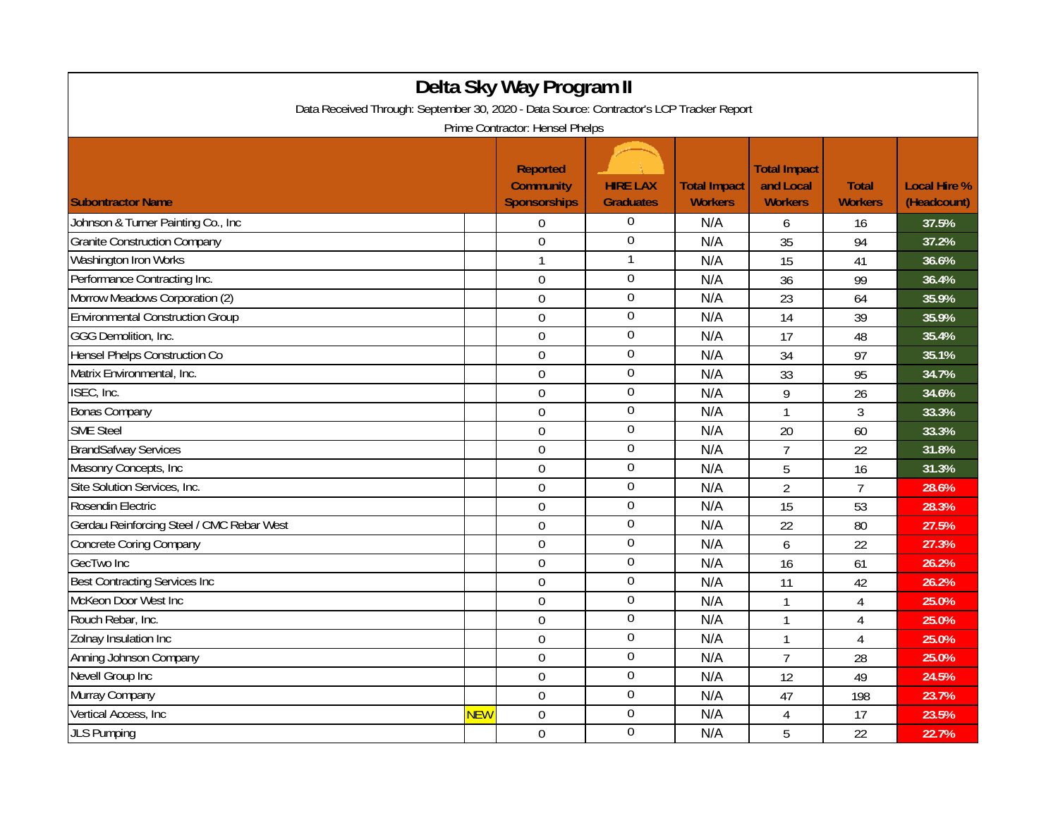# Delta Sky Way Program II

Data Received Through: September 30, 2020 - Data Source: Contractor's LCP Tracker Report

Prime Contractor: Hensel Phelps

| Subontractor Name | | Reported Community Sponsorships | HIRE LAX Graduates | Total Impact Workers | Total Impact and Local Workers | Total Workers | Local Hire % (Headcount) |
|---|---|---|---|---|---|---|---|
| Johnson & Turner Painting Co., Inc | | 0 | 0 | N/A | 6 | 16 | 37.5% |
| Granite Construction Company | | 0 | 0 | N/A | 35 | 94 | 37.2% |
| Washington Iron Works | | 1 | 1 | N/A | 15 | 41 | 36.6% |
| Performance Contracting Inc. | | 0 | 0 | N/A | 36 | 99 | 36.4% |
| Morrow Meadows Corporation (2) | | 0 | 0 | N/A | 23 | 64 | 35.9% |
| Environmental Construction Group | | 0 | 0 | N/A | 14 | 39 | 35.9% |
| GGG Demolition, Inc. | | 0 | 0 | N/A | 17 | 48 | 35.4% |
| Hensel Phelps Construction Co | | 0 | 0 | N/A | 34 | 97 | 35.1% |
| Matrix Environmental, Inc. | | 0 | 0 | N/A | 33 | 95 | 34.7% |
| ISEC, Inc. | | 0 | 0 | N/A | 9 | 26 | 34.6% |
| Bonas Company | | 0 | 0 | N/A | 1 | 3 | 33.3% |
| SME Steel | | 0 | 0 | N/A | 20 | 60 | 33.3% |
| BrandSafway Services | | 0 | 0 | N/A | 7 | 22 | 31.8% |
| Masonry Concepts, Inc | | 0 | 0 | N/A | 5 | 16 | 31.3% |
| Site Solution Services, Inc. | | 0 | 0 | N/A | 2 | 7 | 28.6% |
| Rosendin Electric | | 0 | 0 | N/A | 15 | 53 | 28.3% |
| Gerdau Reinforcing Steel / CMC Rebar West | | 0 | 0 | N/A | 22 | 80 | 27.5% |
| Concrete Coring Company | | 0 | 0 | N/A | 6 | 22 | 27.3% |
| GecTwo Inc | | 0 | 0 | N/A | 16 | 61 | 26.2% |
| Best Contracting Services Inc | | 0 | 0 | N/A | 11 | 42 | 26.2% |
| McKeon Door West Inc | | 0 | 0 | N/A | 1 | 4 | 25.0% |
| Rouch Rebar, Inc. | | 0 | 0 | N/A | 1 | 4 | 25.0% |
| Zolnay Insulation Inc | | 0 | 0 | N/A | 1 | 4 | 25.0% |
| Anning Johnson Company | | 0 | 0 | N/A | 7 | 28 | 25.0% |
| Nevell Group Inc | | 0 | 0 | N/A | 12 | 49 | 24.5% |
| Murray Company | | 0 | 0 | N/A | 47 | 198 | 23.7% |
| Vertical Access, Inc | NEW | 0 | 0 | N/A | 4 | 17 | 23.5% |
| JLS Pumping | | 0 | 0 | N/A | 5 | 22 | 22.7% |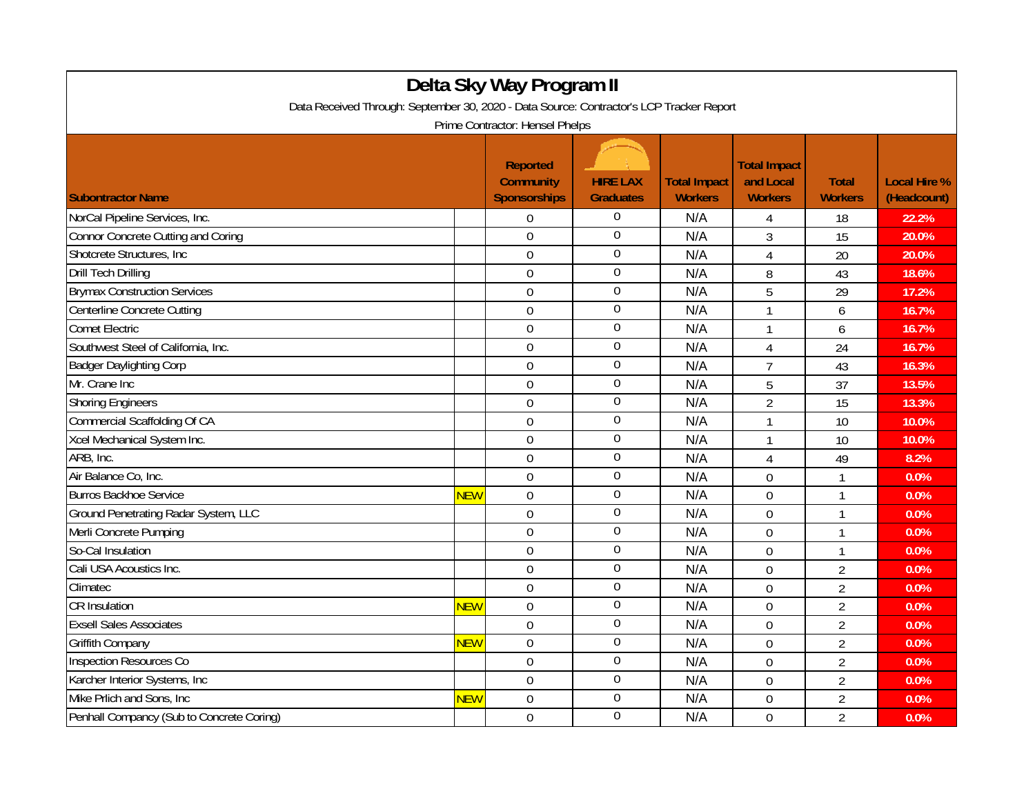# Delta Sky Way Program II

Data Received Through: September 30, 2020 - Data Source: Contractor's LCP Tracker Report

Prime Contractor: Hensel Phelps

| Subontractor Name | | Reported Community Sponsorships | HIRE LAX Graduates | Total Impact Workers | Total Impact and Local Workers | Total Workers | Local Hire % (Headcount) |
|---|---|---|---|---|---|---|---|
| NorCal Pipeline Services, Inc. | | 0 | 0 | N/A | 4 | 18 | 22.2% |
| Connor Concrete Cutting and Coring | | 0 | 0 | N/A | 3 | 15 | 20.0% |
| Shotcrete Structures, Inc | | 0 | 0 | N/A | 4 | 20 | 20.0% |
| Drill Tech Drilling | | 0 | 0 | N/A | 8 | 43 | 18.6% |
| Brymax Construction Services | | 0 | 0 | N/A | 5 | 29 | 17.2% |
| Centerline Concrete Cutting | | 0 | 0 | N/A | 1 | 6 | 16.7% |
| Comet Electric | | 0 | 0 | N/A | 1 | 6 | 16.7% |
| Southwest Steel of California, Inc. | | 0 | 0 | N/A | 4 | 24 | 16.7% |
| Badger Daylighting Corp | | 0 | 0 | N/A | 7 | 43 | 16.3% |
| Mr. Crane Inc | | 0 | 0 | N/A | 5 | 37 | 13.5% |
| Shoring Engineers | | 0 | 0 | N/A | 2 | 15 | 13.3% |
| Commercial Scaffolding Of CA | | 0 | 0 | N/A | 1 | 10 | 10.0% |
| Xcel Mechanical System Inc. | | 0 | 0 | N/A | 1 | 10 | 10.0% |
| ARB, Inc. | | 0 | 0 | N/A | 4 | 49 | 8.2% |
| Air Balance Co, Inc. | | 0 | 0 | N/A | 0 | 1 | 0.0% |
| Burros Backhoe Service | NEW | 0 | 0 | N/A | 0 | 1 | 0.0% |
| Ground Penetrating Radar System, LLC | | 0 | 0 | N/A | 0 | 1 | 0.0% |
| Merli Concrete Pumping | | 0 | 0 | N/A | 0 | 1 | 0.0% |
| So-Cal Insulation | | 0 | 0 | N/A | 0 | 1 | 0.0% |
| Cali USA Acoustics Inc. | | 0 | 0 | N/A | 0 | 2 | 0.0% |
| Climatec | | 0 | 0 | N/A | 0 | 2 | 0.0% |
| CR Insulation | NEW | 0 | 0 | N/A | 0 | 2 | 0.0% |
| Exsell Sales Associates | | 0 | 0 | N/A | 0 | 2 | 0.0% |
| Griffith Company | NEW | 0 | 0 | N/A | 0 | 2 | 0.0% |
| Inspection Resources Co | | 0 | 0 | N/A | 0 | 2 | 0.0% |
| Karcher Interior Systems, Inc | | 0 | 0 | N/A | 0 | 2 | 0.0% |
| Mike Prlich and Sons, Inc | NEW | 0 | 0 | N/A | 0 | 2 | 0.0% |
| Penhall Company (Sub to Concrete Coring) | | 0 | 0 | N/A | 0 | 2 | 0.0% |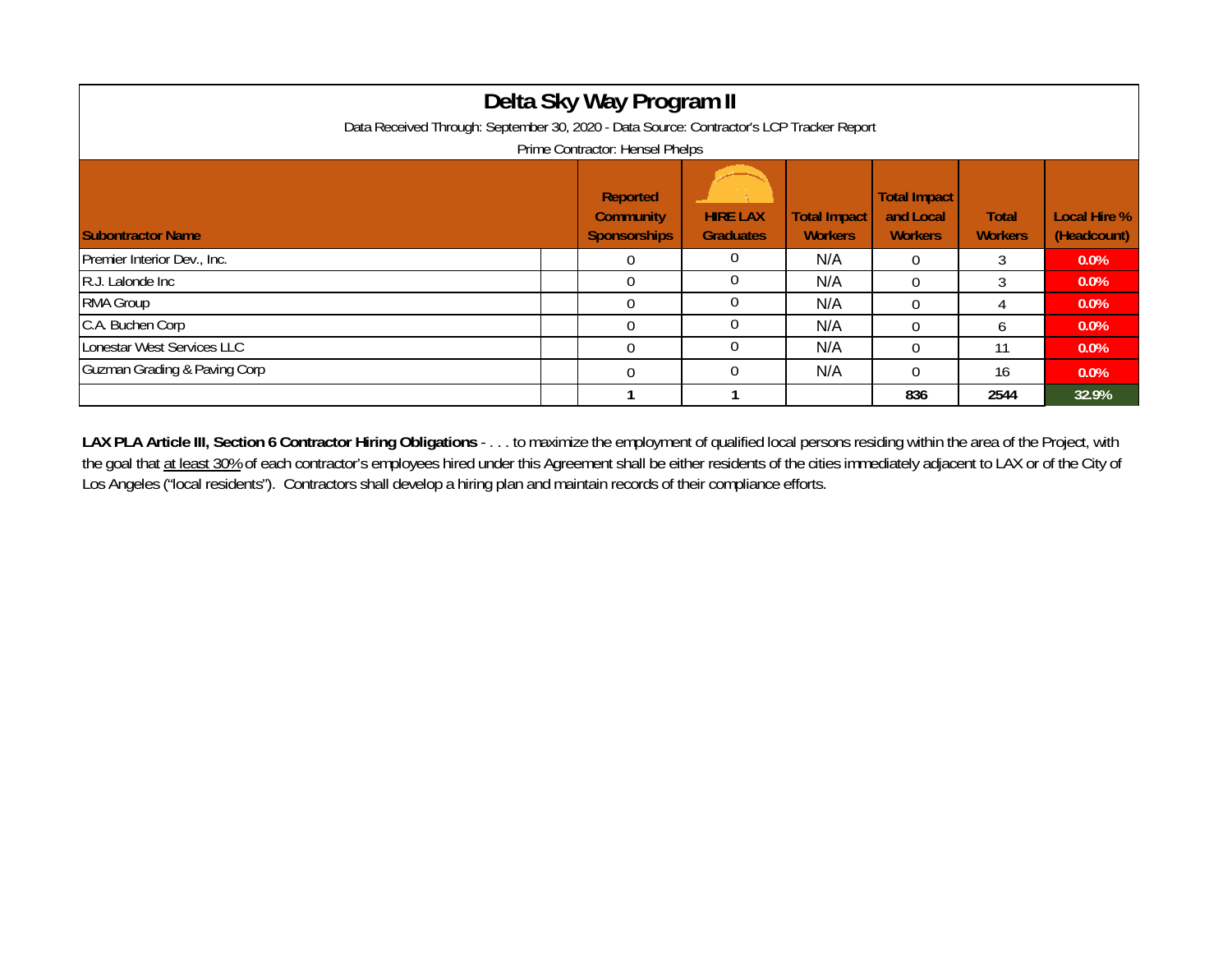# Delta Sky Way Program II

Data Received Through: September 30, 2020 - Data Source: Contractor's LCP Tracker Report

Prime Contractor: Hensel Phelps

| Subcontractor Name | | Reported Community Sponsorships | HIRE LAX Graduates | Total Impact Workers | Total Impact and Local Workers | Total Workers | Local Hire % (Headcount) |
|---|---|---|---|---|---|---|---|
| Premier Interior Dev., Inc. | | 0 | 0 | N/A | 0 | 3 | 0.0% |
| R.J. Lalonde Inc | | 0 | 0 | N/A | 0 | 3 | 0.0% |
| RMA Group | | 0 | 0 | N/A | 0 | 4 | 0.0% |
| C.A. Buchen Corp | | 0 | 0 | N/A | 0 | 6 | 0.0% |
| Lonestar West Services LLC | | 0 | 0 | N/A | 0 | 11 | 0.0% |
| Guzman Grading & Paving Corp | | 0 | 0 | N/A | 0 | 16 | 0.0% |
| | | **1** | **1** | | **836** | **2544** | **32.9%** |

**LAX PLA Article III, Section 6 Contractor Hiring Obligations** - . . . to maximize the employment of qualified local persons residing within the area of the Project, with the goal that at least 30% of each contractor's employees hired under this Agreement shall be either residents of the cities immediately adjacent to LAX or of the City of Los Angeles ("local residents"). Contractors shall develop a hiring plan and maintain records of their compliance efforts.